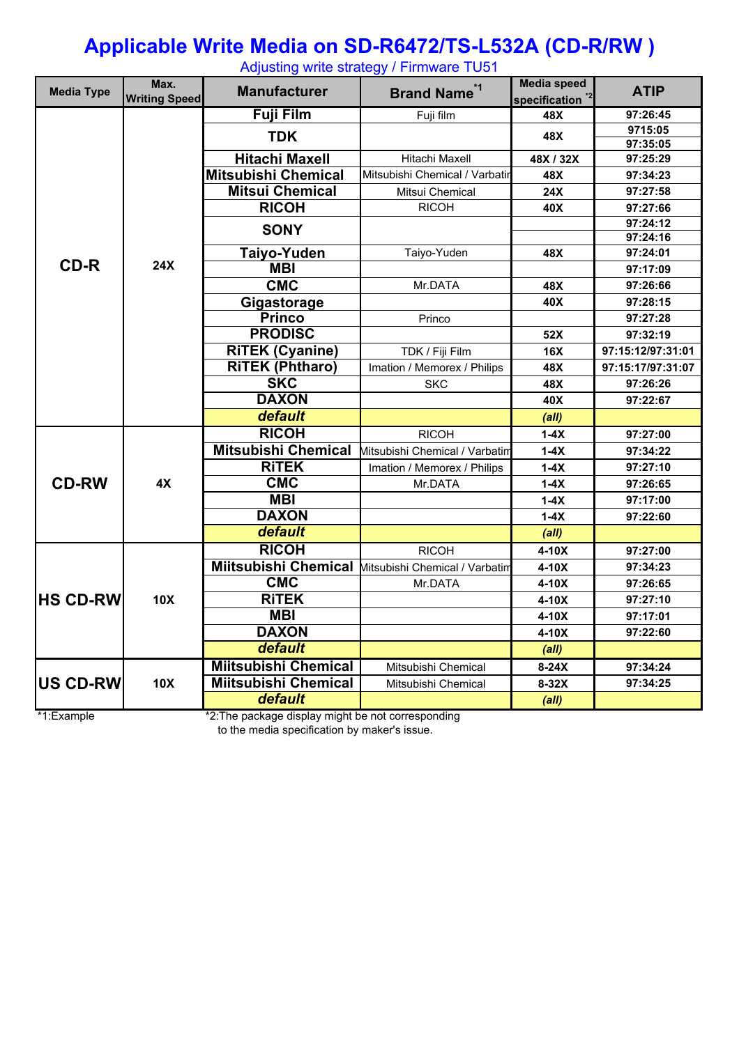# Applicable Write Media on SD-R6472/TS-L532A (CD-R/RW )

Adjusting write strategy / Firmware TU51

| Media Type | Max. Writing Speed | Manufacturer | Brand Name[*1] | Media speed specification[*2] | ATIP |
|---|---|---|---|---|---|
| CD-R | 24X | Fuji Film | Fuji film | 48X | 97:26:45 |
| | | TDK | | 48X | 9715:05 |
| | | | | | 97:35:05 |
| | | Hitachi Maxell | Hitachi Maxell | 48X / 32X | 97:25:29 |
| | | Mitsubishi Chemical | Mitsubishi Chemical / Varbatim | 48X | 97:34:23 |
| | | Mitsui Chemical | Mitsui Chemical | 24X | 97:27:58 |
| | | RICOH | RICOH | 40X | 97:27:66 |
| | | SONY | | | 97:24:12 |
| | | | | | 97:24:16 |
| | | Taiyo-Yuden | Taiyo-Yuden | 48X | 97:24:01 |
| | | MBI | | | 97:17:09 |
| | | CMC | Mr.DATA | 48X | 97:26:66 |
| | | Gigastorage | | 40X | 97:28:15 |
| | | Princo | Princo | | 97:27:28 |
| | | PRODISC | | 52X | 97:32:19 |
| | | RiTEK (Cyanine) | TDK / Fiji Film | 16X | 97:15:12/97:31:01 |
| | | RiTEK (Phtharo) | Imation / Memorex / Philips | 48X | 97:15:17/97:31:07 |
| | | SKC | SKC | 48X | 97:26:26 |
| | | DAXON | | 40X | 97:22:67 |
| | | *default* | | *(all)* | |
| CD-RW | 4X | RICOH | RICOH | 1-4X | 97:27:00 |
| | | Mitsubishi Chemical | Mitsubishi Chemical / Varbatim | 1-4X | 97:34:22 |
| | | RiTEK | Imation / Memorex / Philips | 1-4X | 97:27:10 |
| | | CMC | Mr.DATA | 1-4X | 97:26:65 |
| | | MBI | | 1-4X | 97:17:00 |
| | | DAXON | | 1-4X | 97:22:60 |
| | | *default* | | *(all)* | |
| HS CD-RW | 10X | RICOH | RICOH | 4-10X | 97:27:00 |
| | | Miitsubishi Chemical | Mitsubishi Chemical / Varbatim | 4-10X | 97:34:23 |
| | | CMC | Mr.DATA | 4-10X | 97:26:65 |
| | | RiTEK | | 4-10X | 97:27:10 |
| | | MBI | | 4-10X | 97:17:01 |
| | | DAXON | | 4-10X | 97:22:60 |
| | | *default* | | *(all)* | |
| US CD-RW | 10X | Miitsubishi Chemical | Mitsubishi Chemical | 8-24X | 97:34:24 |
| | | Miitsubishi Chemical | Mitsubishi Chemical | 8-32X | 97:34:25 |
| | | *default* | | *(all)* | |

*1:Example

*2:The package display might be not corresponding to the media specification by maker's issue.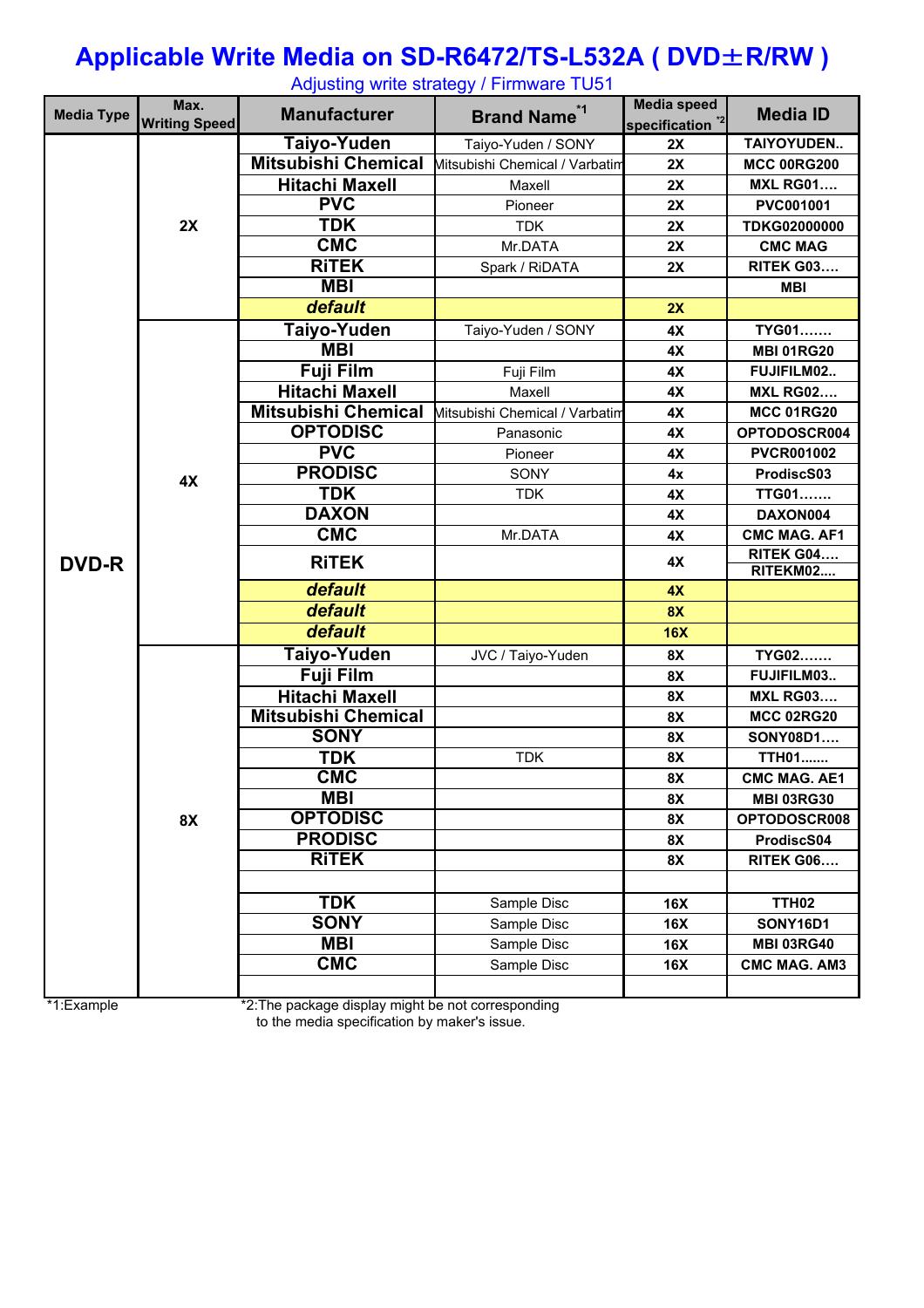# Applicable Write Media on SD-R6472/TS-L532A ( DVD±R/RW )

Adjusting write strategy / Firmware TU51

| Media Type | Max. Writing Speed | Manufacturer | Brand Name[*1] | Media speed specification[*2] | Media ID |
|---|---|---|---|---|---|
| DVD-R | 2X | Taiyo-Yuden | Taiyo-Yuden / SONY | 2X | TAIYOYUDEN.. |
| | | Mitsubishi Chemical | Mitsubishi Chemical / Varbatim | 2X | MCC 00RG200 |
| | | Hitachi Maxell | Maxell | 2X | MXL RG01…. |
| | | PVC | Pioneer | 2X | PVC001001 |
| | | TDK | TDK | 2X | TDKG02000000 |
| | | CMC | Mr.DATA | 2X | CMC MAG |
| | | RiTEK | Spark / RiDATA | 2X | RITEK G03…. |
| | | MBI | | | MBI |
| | | *default* | | 2X | |
| | 4X | Taiyo-Yuden | Taiyo-Yuden / SONY | 4X | TYG01……. |
| | | MBI | | 4X | MBI 01RG20 |
| | | Fuji Film | Fuji Film | 4X | FUJIFILM02.. |
| | | Hitachi Maxell | Maxell | 4X | MXL RG02…. |
| | | Mitsubishi Chemical | Mitsubishi Chemical / Varbatim | 4X | MCC 01RG20 |
| | | OPTODISC | Panasonic | 4X | OPTODOSCR004 |
| | | PVC | Pioneer | 4X | PVCR001002 |
| | | PRODISC | SONY | 4x | ProdiscS03 |
| | | TDK | TDK | 4X | TTG01……. |
| | | DAXON | | 4X | DAXON004 |
| | | CMC | Mr.DATA | 4X | CMC MAG. AF1 |
| | | RiTEK | | 4X | RITEK G04…. RITEKM02…. |
| | | *default* | | 4X | |
| | | *default* | | 8X | |
| | | *default* | | 16X | |
| | 8X | Taiyo-Yuden | JVC / Taiyo-Yuden | 8X | TYG02……. |
| | | Fuji Film | | 8X | FUJIFILM03.. |
| | | Hitachi Maxell | | 8X | MXL RG03…. |
| | | Mitsubishi Chemical | | 8X | MCC 02RG20 |
| | | SONY | | 8X | SONY08D1…. |
| | | TDK | TDK | 8X | TTH01……. |
| | | CMC | | 8X | CMC MAG. AE1 |
| | | MBI | | 8X | MBI 03RG30 |
| | | OPTODISC | | 8X | OPTODOSCR008 |
| | | PRODISC | | 8X | ProdiscS04 |
| | | RiTEK | | 8X | RITEK G06…. |
| | | | | | |
| | | TDK | Sample Disc | 16X | TTH02 |
| | | SONY | Sample Disc | 16X | SONY16D1 |
| | | MBI | Sample Disc | 16X | MBI 03RG40 |
| | | CMC | Sample Disc | 16X | CMC MAG. AM3 |
| | | | | | |

*1:Example

*2:The package display might be not corresponding to the media specification by maker's issue.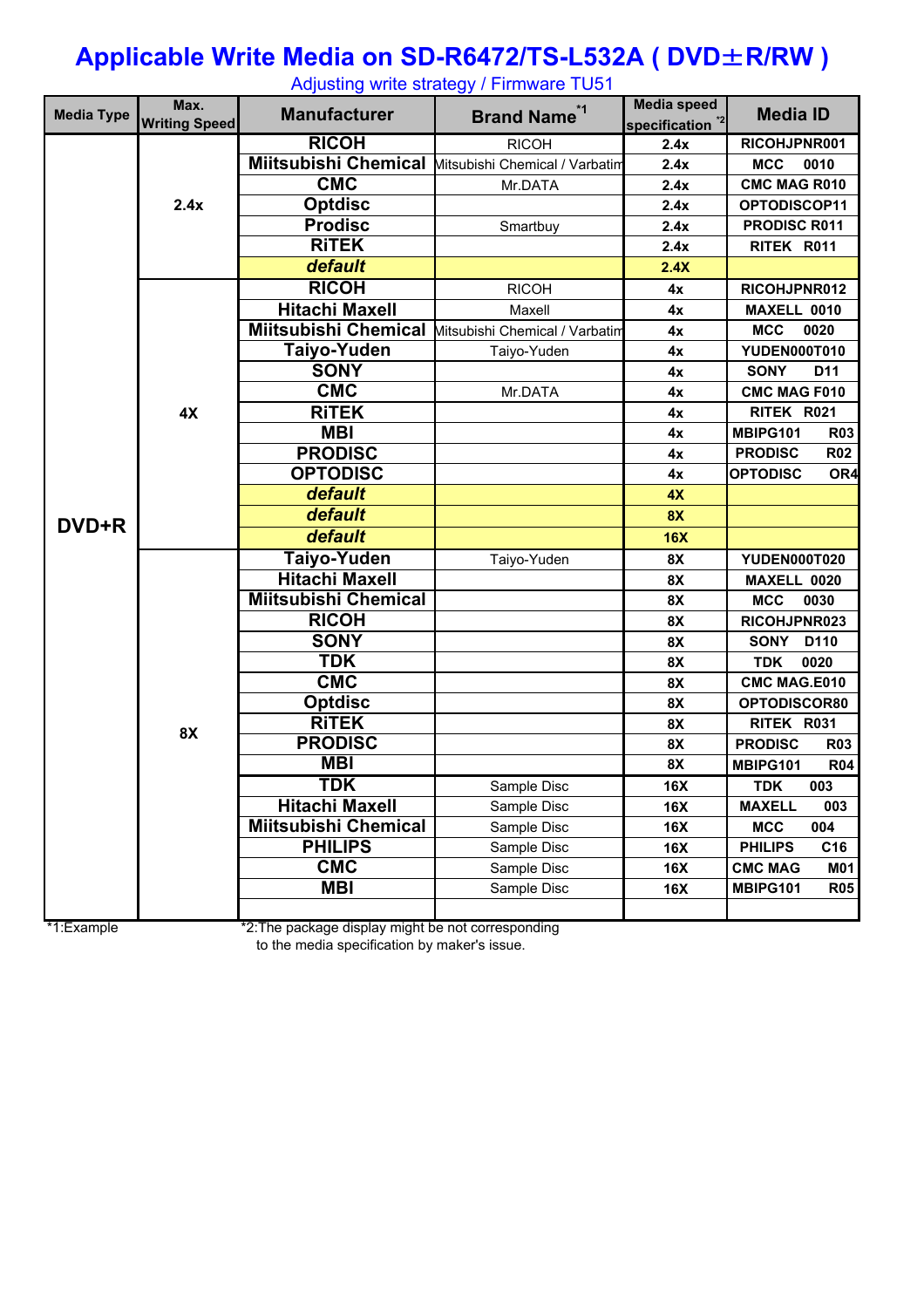# Applicable Write Media on SD-R6472/TS-L532A ( DVD±R/RW )

Adjusting write strategy / Firmware TU51

| Media Type | Max. Writing Speed | Manufacturer | Brand Name [*1] | Media speed specification [*2] | Media ID |
|---|---|---|---|---|---|
| DVD+R | 2.4x | RICOH | RICOH | 2.4x | RICOHJPNR001 |
| | | Miitsubishi Chemical | Mitsubishi Chemical / Varbatim | 2.4x | MCC 0010 |
| | | CMC | Mr.DATA | 2.4x | CMC MAG R010 |
| | | Optdisc | | 2.4x | OPTODISCOP11 |
| | | Prodisc | Smartbuy | 2.4x | PRODISC R011 |
| | | RiTEK | | 2.4x | RITEK R011 |
| | | *default* | | 2.4X | |
| | 4X | RICOH | RICOH | 4x | RICOHJPNR012 |
| | | Hitachi Maxell | Maxell | 4x | MAXELL 0010 |
| | | Miitsubishi Chemical | Mitsubishi Chemical / Varbatim | 4x | MCC 0020 |
| | | Taiyo-Yuden | Taiyo-Yuden | 4x | YUDEN000T010 |
| | | SONY | | 4x | SONY D11 |
| | | CMC | Mr.DATA | 4x | CMC MAG F010 |
| | | RiTEK | | 4x | RITEK R021 |
| | | MBI | | 4x | MBIPG101 R03 |
| | | PRODISC | | 4x | PRODISC R02 |
| | | OPTODISC | | 4x | OPTODISC OR4 |
| | | *default* | | 4X | |
| | | *default* | | 8X | |
| | | *default* | | 16X | |
| | 8X | Taiyo-Yuden | Taiyo-Yuden | 8X | YUDEN000T020 |
| | | Hitachi Maxell | | 8X | MAXELL 0020 |
| | | Miitsubishi Chemical | | 8X | MCC 0030 |
| | | RICOH | | 8X | RICOHJPNR023 |
| | | SONY | | 8X | SONY D110 |
| | | TDK | | 8X | TDK 0020 |
| | | CMC | | 8X | CMC MAG.E010 |
| | | Optdisc | | 8X | OPTODISCOR80 |
| | | RiTEK | | 8X | RITEK R031 |
| | | PRODISC | | 8X | PRODISC R03 |
| | | MBI | | 8X | MBIPG101 R04 |
| | | TDK | Sample Disc | 16X | TDK 003 |
| | | Hitachi Maxell | Sample Disc | 16X | MAXELL 003 |
| | | Miitsubishi Chemical | Sample Disc | 16X | MCC 004 |
| | | PHILIPS | Sample Disc | 16X | PHILIPS C16 |
| | | CMC | Sample Disc | 16X | CMC MAG M01 |
| | | MBI | Sample Disc | 16X | MBIPG101 R05 |
| | | | | | |

*1:Example

*2:The package display might be not corresponding to the media specification by maker's issue.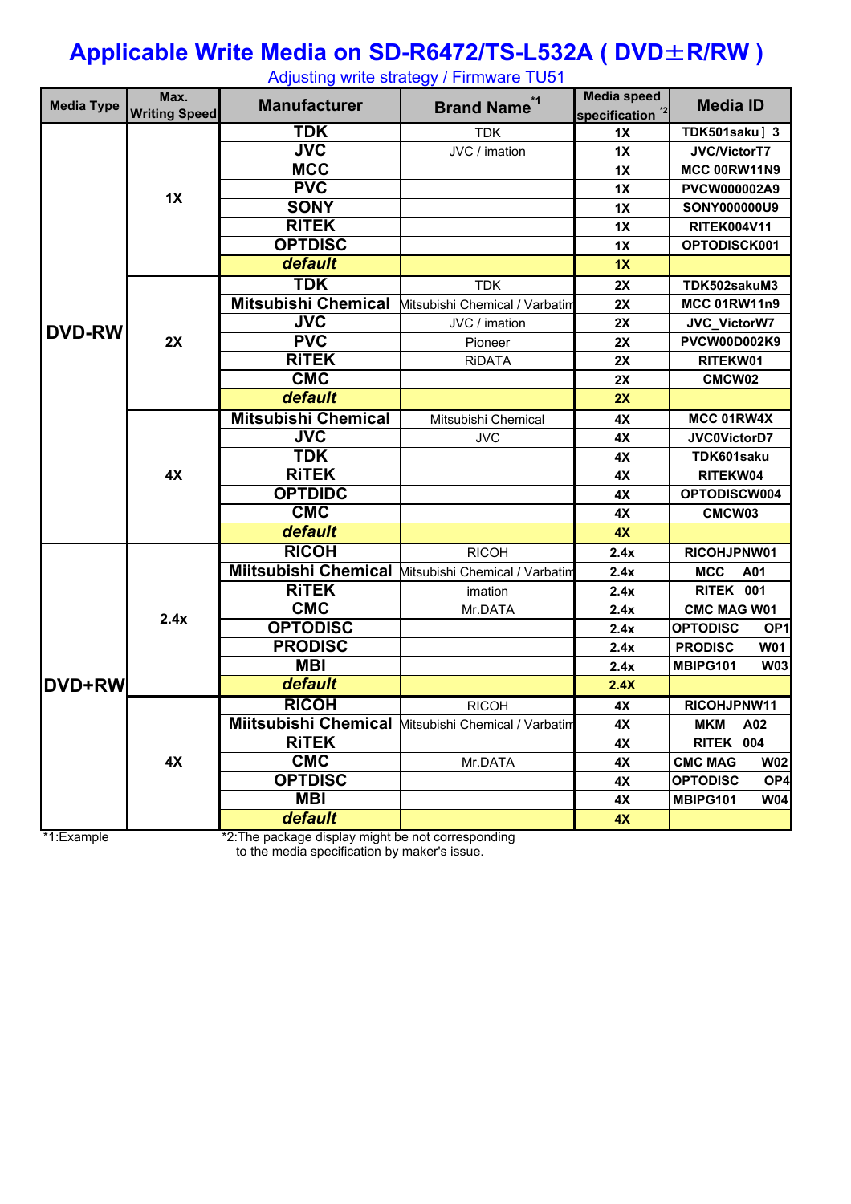# Applicable Write Media on SD-R6472/TS-L532A ( DVD±R/RW )

Adjusting write strategy / Firmware TU51

| Media Type | Max. Writing Speed | Manufacturer | Brand Name[*1] | Media speed specification [*2] | Media ID |
|---|---|---|---|---|---|
| DVD-RW | 1X | TDK | TDK | 1X | TDK501saku］3 |
| | | JVC | JVC / imation | 1X | JVC/VictorT7 |
| | | MCC | | 1X | MCC 00RW11N9 |
| | | PVC | | 1X | PVCW000002A9 |
| | | SONY | | 1X | SONY000000U9 |
| | | RITEK | | 1X | RITEK004V11 |
| | | OPTDISC | | 1X | OPTODISCK001 |
| | | *default* | | 1X | |
| | 2X | TDK | TDK | 2X | TDK502sakuM3 |
| | | Mitsubishi Chemical | Mitsubishi Chemical / Varbatim | 2X | MCC 01RW11n9 |
| | | JVC | JVC / imation | 2X | JVC_VictorW7 |
| | | PVC | Pioneer | 2X | PVCW00D002K9 |
| | | RiTEK | RiDATA | 2X | RITEKW01 |
| | | CMC | | 2X | CMCW02 |
| | | *default* | | 2X | |
| | 4X | Mitsubishi Chemical | Mitsubishi Chemical | 4X | MCC 01RW4X |
| | | JVC | JVC | 4X | JVC0VictorD7 |
| | | TDK | | 4X | TDK601saku |
| | | RiTEK | | 4X | RITEKW04 |
| | | OPTDIDC | | 4X | OPTODISCW004 |
| | | CMC | | 4X | CMCW03 |
| | | *default* | | 4X | |
| DVD+RW | 2.4x | RICOH | RICOH | 2.4x | RICOHJPNW01 |
| | | Miitsubishi Chemical | Mitsubishi Chemical / Varbatim | 2.4x | MCC A01 |
| | | RiTEK | imation | 2.4x | RITEK 001 |
| | | CMC | Mr.DATA | 2.4x | CMC MAG W01 |
| | | OPTODISC | | 2.4x | OPTODISC OP1 |
| | | PRODISC | | 2.4x | PRODISC W01 |
| | | MBI | | 2.4x | MBIPG101 W03 |
| | | *default* | | 2.4X | |
| | 4X | RICOH | RICOH | 4X | RICOHJPNW11 |
| | | Miitsubishi Chemical | Mitsubishi Chemical / Varbatim | 4X | MKM A02 |
| | | RiTEK | | 4X | RITEK 004 |
| | | CMC | Mr.DATA | 4X | CMC MAG W02 |
| | | OPTODISC | | 4X | OPTODISC OP4 |
| | | MBI | | 4X | MBIPG101 W04 |
| | | *default* | | 4X | |

*1:Example

*2:The package display might be not corresponding to the media specification by maker's issue.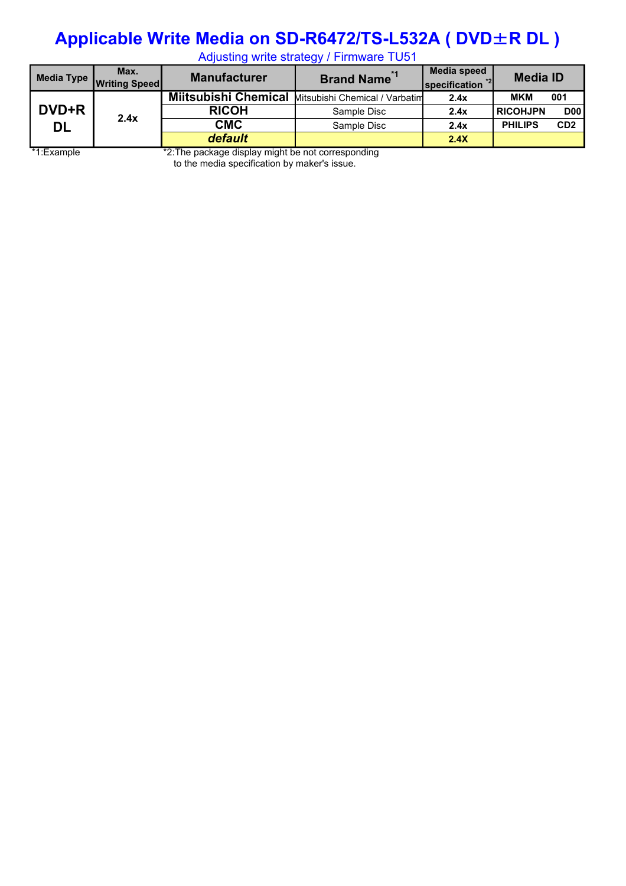# Applicable Write Media on SD-R6472/TS-L532A ( DVD±R DL )

Adjusting write strategy / Firmware TU51

| Media Type | Max. Writing Speed | Manufacturer | Brand Name [*1] | Media speed specification [*2] | Media ID | |
|---|---|---|---|---|---|---|
| DVD+R DL | 2.4x | **Miitsubishi Chemical** | Mitsubishi Chemical / Varbatim | **2.4x** | **MKM** | **001** |
| | | **RICOH** | Sample Disc | **2.4x** | **RICOHJPN** | **D00** |
| | | **CMC** | Sample Disc | **2.4x** | **PHILIPS** | **CD2** |
| | | ***default*** | | **2.4X** | | |

*1:Example

*2:The package display might be not corresponding to the media specification by maker's issue.